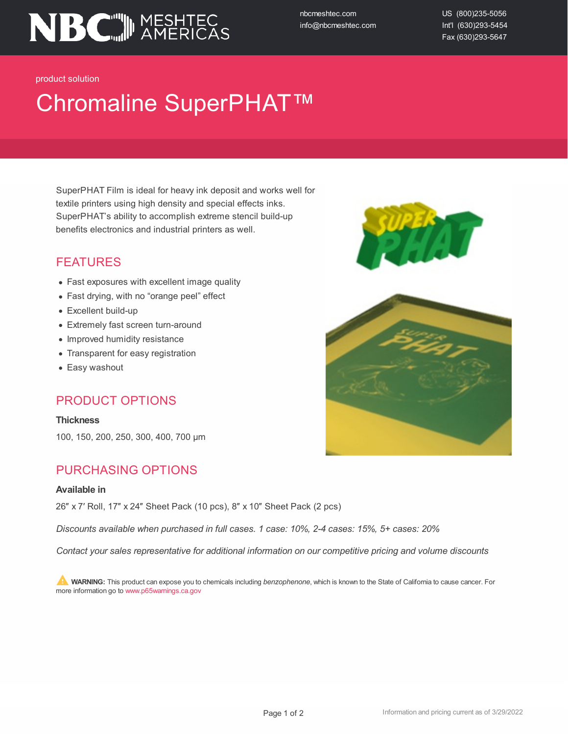NBC MESHTEC AMERICAS

nbcmeshtec.com
info@nbcmeshtec.com

US (800)235-5056
Int'l (630)293-5454
Fax (630)293-5647

product solution

# Chromaline SuperPHAT™

SuperPHAT Film is ideal for heavy ink deposit and works well for textile printers using high density and special effects inks. SuperPHAT's ability to accomplish extreme stencil build-up benefits electronics and industrial printers as well.

## FEATURES

- Fast exposures with excellent image quality
- Fast drying, with no "orange peel" effect
- Excellent build-up
- Extremely fast screen turn-around
- Improved humidity resistance
- Transparent for easy registration
- Easy washout

## PRODUCT OPTIONS

**Thickness**

100, 150, 200, 250, 300, 400, 700 µm

## PURCHASING OPTIONS

**Available in**

26″ x 7′ Roll, 17″ x 24″ Sheet Pack (10 pcs), 8″ x 10″ Sheet Pack (2 pcs)

*Discounts available when purchased in full cases. 1 case: 10%, 2-4 cases: 15%, 5+ cases: 20%*

*Contact your sales representative for additional information on our competitive pricing and volume discounts*

⚠ **WARNING:** This product can expose you to chemicals including *benzophenone*, which is known to the State of California to cause cancer. For more information go to www.p65warnings.ca.gov

Information and pricing current as of 3/29/2022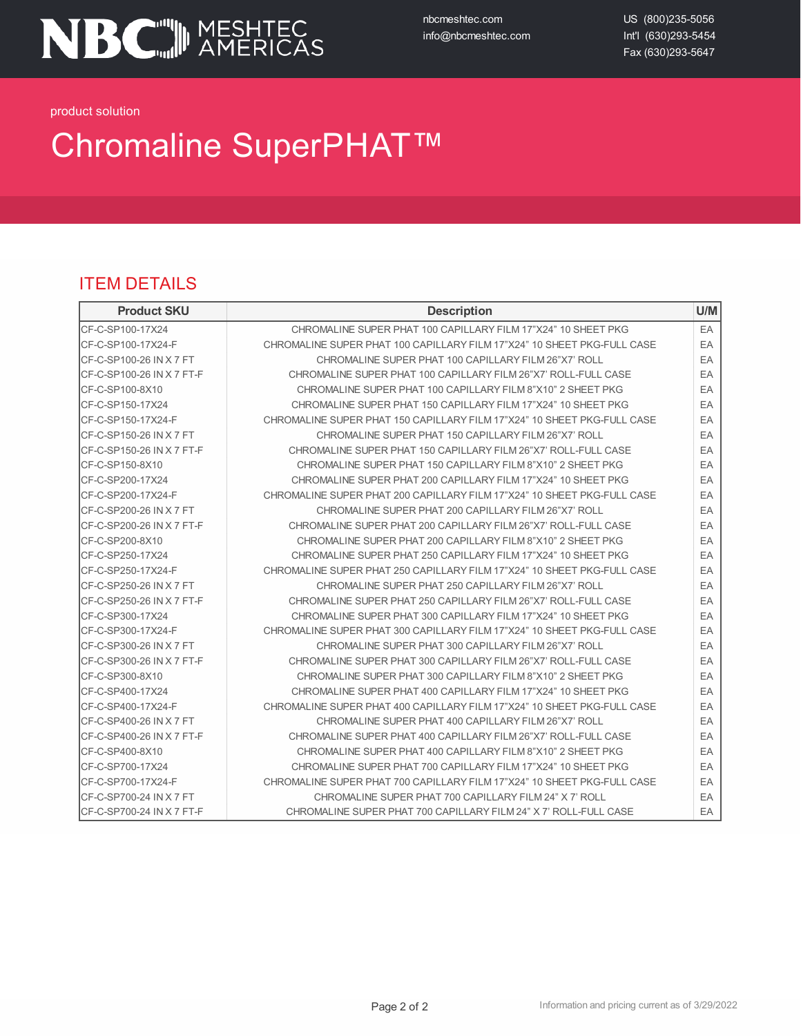product solution

# Chromaline SuperPHAT™

## ITEM DETAILS

| Product SKU | Description | U/M |
|---|---|---|
| CF-C-SP100-17X24 | CHROMALINE SUPER PHAT 100 CAPILLARY FILM 17"X24" 10 SHEET PKG | EA |
| CF-C-SP100-17X24-F | CHROMALINE SUPER PHAT 100 CAPILLARY FILM 17"X24" 10 SHEET PKG-FULL CASE | EA |
| CF-C-SP100-26 IN X 7 FT | CHROMALINE SUPER PHAT 100 CAPILLARY FILM 26"X7' ROLL | EA |
| CF-C-SP100-26 IN X 7 FT-F | CHROMALINE SUPER PHAT 100 CAPILLARY FILM 26"X7' ROLL-FULL CASE | EA |
| CF-C-SP100-8X10 | CHROMALINE SUPER PHAT 100 CAPILLARY FILM 8"X10" 2 SHEET PKG | EA |
| CF-C-SP150-17X24 | CHROMALINE SUPER PHAT 150 CAPILLARY FILM 17"X24" 10 SHEET PKG | EA |
| CF-C-SP150-17X24-F | CHROMALINE SUPER PHAT 150 CAPILLARY FILM 17"X24" 10 SHEET PKG-FULL CASE | EA |
| CF-C-SP150-26 IN X 7 FT | CHROMALINE SUPER PHAT 150 CAPILLARY FILM 26"X7' ROLL | EA |
| CF-C-SP150-26 IN X 7 FT-F | CHROMALINE SUPER PHAT 150 CAPILLARY FILM 26"X7' ROLL-FULL CASE | EA |
| CF-C-SP150-8X10 | CHROMALINE SUPER PHAT 150 CAPILLARY FILM 8"X10" 2 SHEET PKG | EA |
| CF-C-SP200-17X24 | CHROMALINE SUPER PHAT 200 CAPILLARY FILM 17"X24" 10 SHEET PKG | EA |
| CF-C-SP200-17X24-F | CHROMALINE SUPER PHAT 200 CAPILLARY FILM 17"X24" 10 SHEET PKG-FULL CASE | EA |
| CF-C-SP200-26 IN X 7 FT | CHROMALINE SUPER PHAT 200 CAPILLARY FILM 26"X7' ROLL | EA |
| CF-C-SP200-26 IN X 7 FT-F | CHROMALINE SUPER PHAT 200 CAPILLARY FILM 26"X7' ROLL-FULL CASE | EA |
| CF-C-SP200-8X10 | CHROMALINE SUPER PHAT 200 CAPILLARY FILM 8"X10" 2 SHEET PKG | EA |
| CF-C-SP250-17X24 | CHROMALINE SUPER PHAT 250 CAPILLARY FILM 17"X24" 10 SHEET PKG | EA |
| CF-C-SP250-17X24-F | CHROMALINE SUPER PHAT 250 CAPILLARY FILM 17"X24" 10 SHEET PKG-FULL CASE | EA |
| CF-C-SP250-26 IN X 7 FT | CHROMALINE SUPER PHAT 250 CAPILLARY FILM 26"X7' ROLL | EA |
| CF-C-SP250-26 IN X 7 FT-F | CHROMALINE SUPER PHAT 250 CAPILLARY FILM 26"X7' ROLL-FULL CASE | EA |
| CF-C-SP300-17X24 | CHROMALINE SUPER PHAT 300 CAPILLARY FILM 17"X24" 10 SHEET PKG | EA |
| CF-C-SP300-17X24-F | CHROMALINE SUPER PHAT 300 CAPILLARY FILM 17"X24" 10 SHEET PKG-FULL CASE | EA |
| CF-C-SP300-26 IN X 7 FT | CHROMALINE SUPER PHAT 300 CAPILLARY FILM 26"X7' ROLL | EA |
| CF-C-SP300-26 IN X 7 FT-F | CHROMALINE SUPER PHAT 300 CAPILLARY FILM 26"X7' ROLL-FULL CASE | EA |
| CF-C-SP300-8X10 | CHROMALINE SUPER PHAT 300 CAPILLARY FILM 8"X10" 2 SHEET PKG | EA |
| CF-C-SP400-17X24 | CHROMALINE SUPER PHAT 400 CAPILLARY FILM 17"X24" 10 SHEET PKG | EA |
| CF-C-SP400-17X24-F | CHROMALINE SUPER PHAT 400 CAPILLARY FILM 17"X24" 10 SHEET PKG-FULL CASE | EA |
| CF-C-SP400-26 IN X 7 FT | CHROMALINE SUPER PHAT 400 CAPILLARY FILM 26"X7' ROLL | EA |
| CF-C-SP400-26 IN X 7 FT-F | CHROMALINE SUPER PHAT 400 CAPILLARY FILM 26"X7' ROLL-FULL CASE | EA |
| CF-C-SP400-8X10 | CHROMALINE SUPER PHAT 400 CAPILLARY FILM 8"X10" 2 SHEET PKG | EA |
| CF-C-SP700-17X24 | CHROMALINE SUPER PHAT 700 CAPILLARY FILM 17"X24" 10 SHEET PKG | EA |
| CF-C-SP700-17X24-F | CHROMALINE SUPER PHAT 700 CAPILLARY FILM 17"X24" 10 SHEET PKG-FULL CASE | EA |
| CF-C-SP700-24 IN X 7 FT | CHROMALINE SUPER PHAT 700 CAPILLARY FILM 24" X 7' ROLL | EA |
| CF-C-SP700-24 IN X 7 FT-F | CHROMALINE SUPER PHAT 700 CAPILLARY FILM 24" X 7' ROLL-FULL CASE | EA |

Information and pricing current as of 3/29/2022